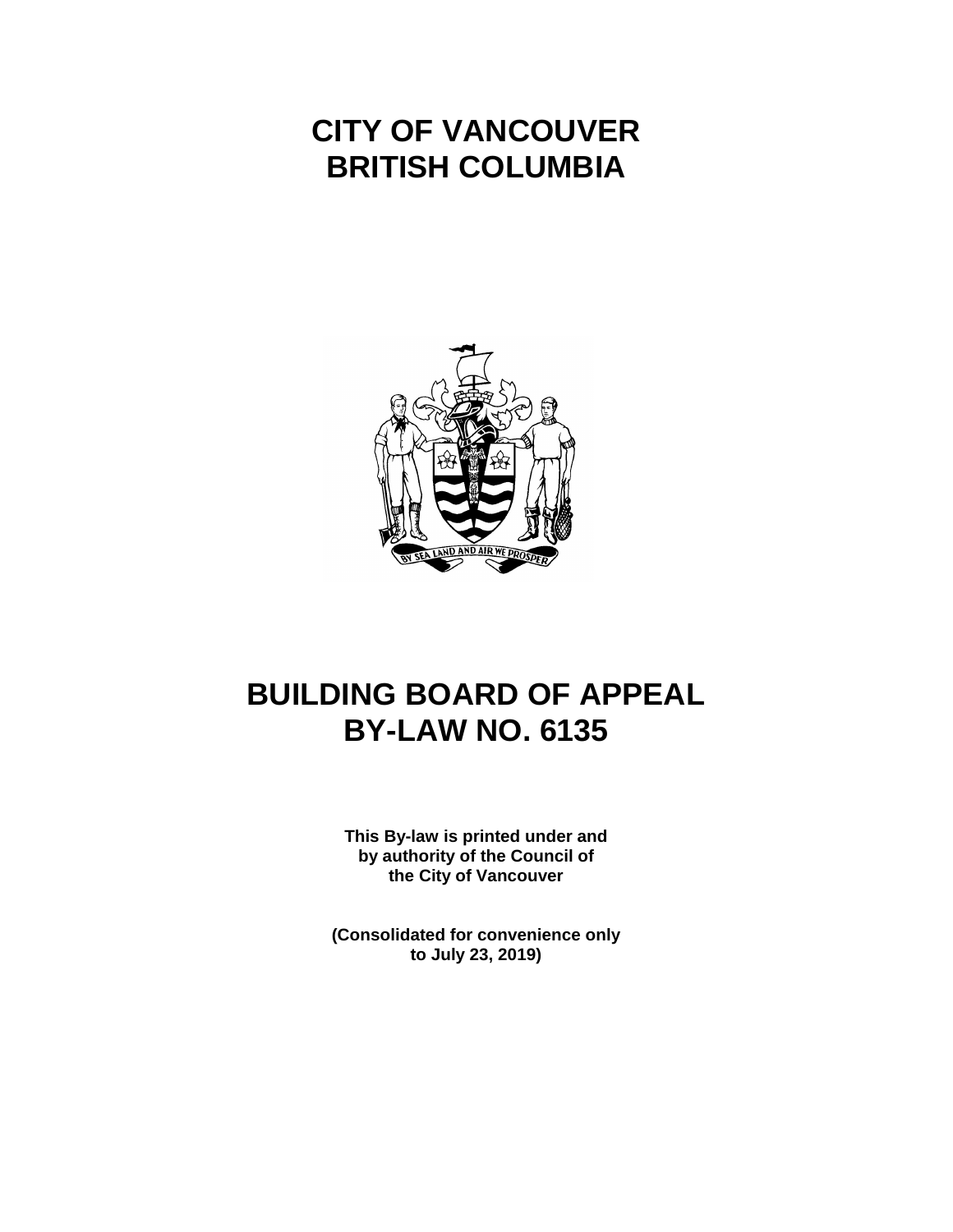# CITY OF VANCOUVER
# BRITISH COLUMBIA

# BUILDING BOARD OF APPEAL
# BY-LAW NO. 6135

**This By-law is printed under and by authority of the Council of the City of Vancouver**

**(Consolidated for convenience only to July 23, 2019)**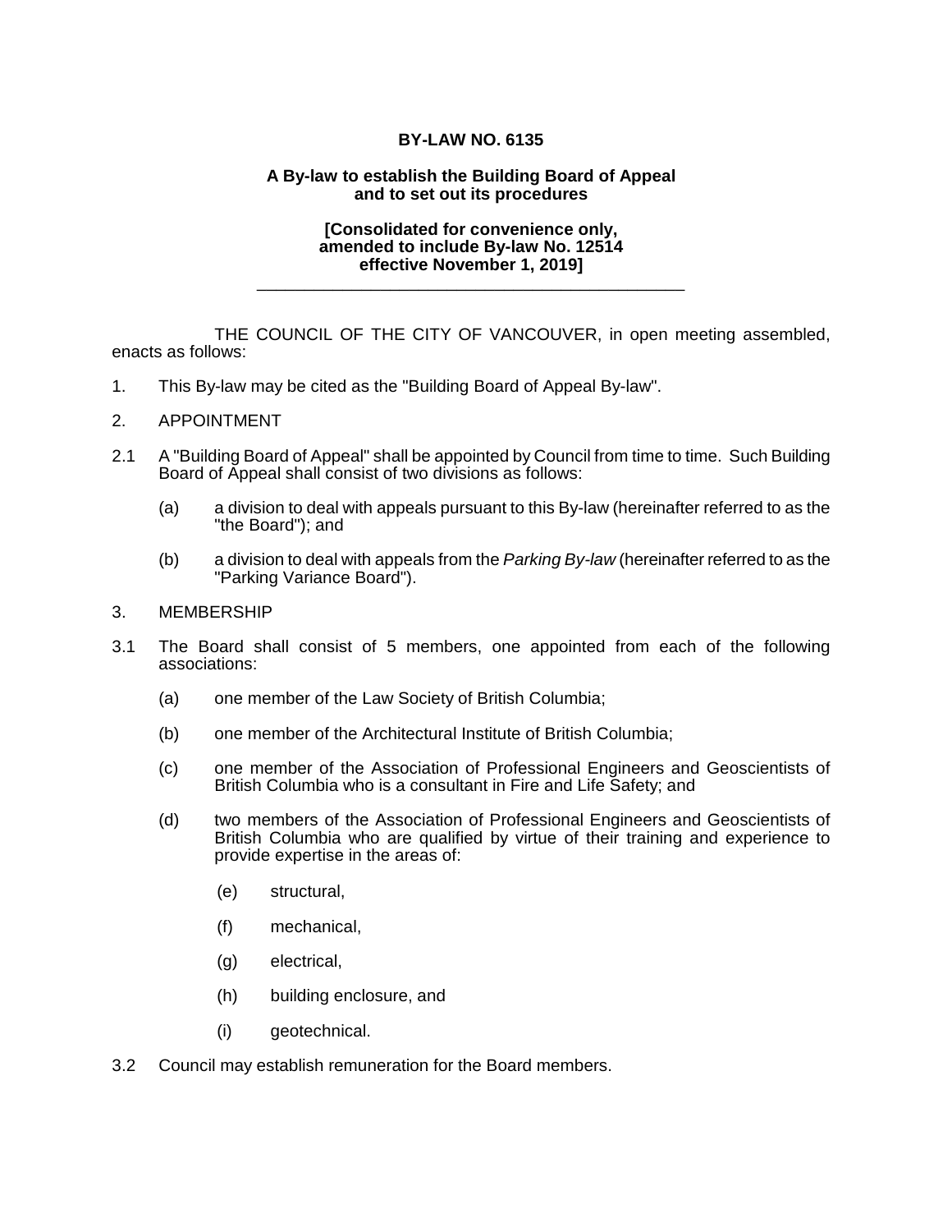**BY-LAW NO. 6135**

**A By-law to establish the Building Board of Appeal and to set out its procedures**

**[Consolidated for convenience only, amended to include By-law No. 12514 effective November 1, 2019]**

---

THE COUNCIL OF THE CITY OF VANCOUVER, in open meeting assembled, enacts as follows:

1. This By-law may be cited as the "Building Board of Appeal By-law".

2. APPOINTMENT

2.1 A "Building Board of Appeal" shall be appointed by Council from time to time. Such Building Board of Appeal shall consist of two divisions as follows:

 (a) a division to deal with appeals pursuant to this By-law (hereinafter referred to as the "the Board"); and

 (b) a division to deal with appeals from the *Parking By-law* (hereinafter referred to as the "Parking Variance Board").

3. MEMBERSHIP

3.1 The Board shall consist of 5 members, one appointed from each of the following associations:

 (a) one member of the Law Society of British Columbia;

 (b) one member of the Architectural Institute of British Columbia;

 (c) one member of the Association of Professional Engineers and Geoscientists of British Columbia who is a consultant in Fire and Life Safety; and

 (d) two members of the Association of Professional Engineers and Geoscientists of British Columbia who are qualified by virtue of their training and experience to provide expertise in the areas of:

  (e) structural,

  (f) mechanical,

  (g) electrical,

  (h) building enclosure, and

  (i) geotechnical.

3.2 Council may establish remuneration for the Board members.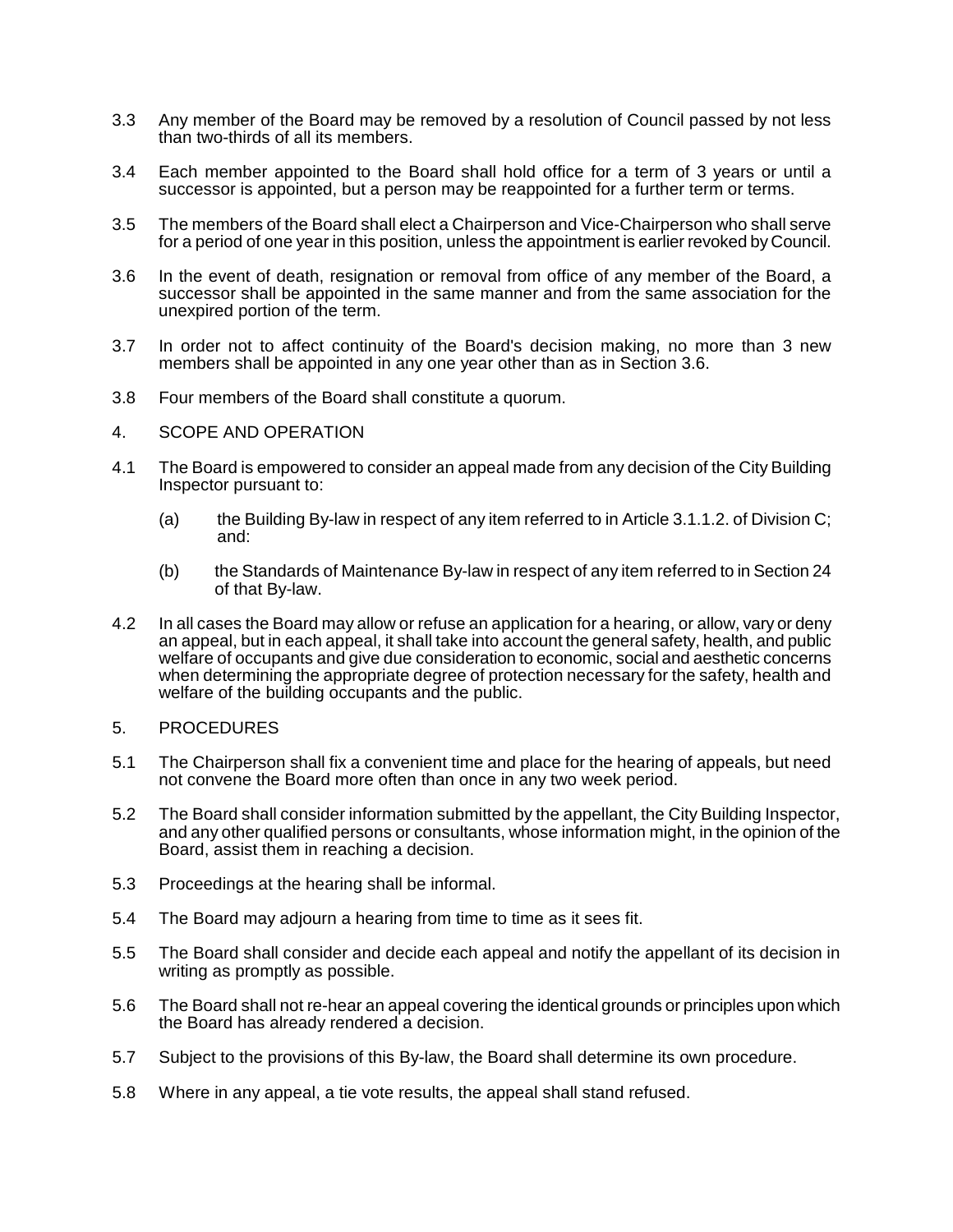3.3 Any member of the Board may be removed by a resolution of Council passed by not less than two-thirds of all its members.

3.4 Each member appointed to the Board shall hold office for a term of 3 years or until a successor is appointed, but a person may be reappointed for a further term or terms.

3.5 The members of the Board shall elect a Chairperson and Vice-Chairperson who shall serve for a period of one year in this position, unless the appointment is earlier revoked by Council.

3.6 In the event of death, resignation or removal from office of any member of the Board, a successor shall be appointed in the same manner and from the same association for the unexpired portion of the term.

3.7 In order not to affect continuity of the Board's decision making, no more than 3 new members shall be appointed in any one year other than as in Section 3.6.

3.8 Four members of the Board shall constitute a quorum.

4. SCOPE AND OPERATION

4.1 The Board is empowered to consider an appeal made from any decision of the City Building Inspector pursuant to:

  (a) the Building By-law in respect of any item referred to in Article 3.1.1.2. of Division C; and:

  (b) the Standards of Maintenance By-law in respect of any item referred to in Section 24 of that By-law.

4.2 In all cases the Board may allow or refuse an application for a hearing, or allow, vary or deny an appeal, but in each appeal, it shall take into account the general safety, health, and public welfare of occupants and give due consideration to economic, social and aesthetic concerns when determining the appropriate degree of protection necessary for the safety, health and welfare of the building occupants and the public.

5. PROCEDURES

5.1 The Chairperson shall fix a convenient time and place for the hearing of appeals, but need not convene the Board more often than once in any two week period.

5.2 The Board shall consider information submitted by the appellant, the City Building Inspector, and any other qualified persons or consultants, whose information might, in the opinion of the Board, assist them in reaching a decision.

5.3 Proceedings at the hearing shall be informal.

5.4 The Board may adjourn a hearing from time to time as it sees fit.

5.5 The Board shall consider and decide each appeal and notify the appellant of its decision in writing as promptly as possible.

5.6 The Board shall not re-hear an appeal covering the identical grounds or principles upon which the Board has already rendered a decision.

5.7 Subject to the provisions of this By-law, the Board shall determine its own procedure.

5.8 Where in any appeal, a tie vote results, the appeal shall stand refused.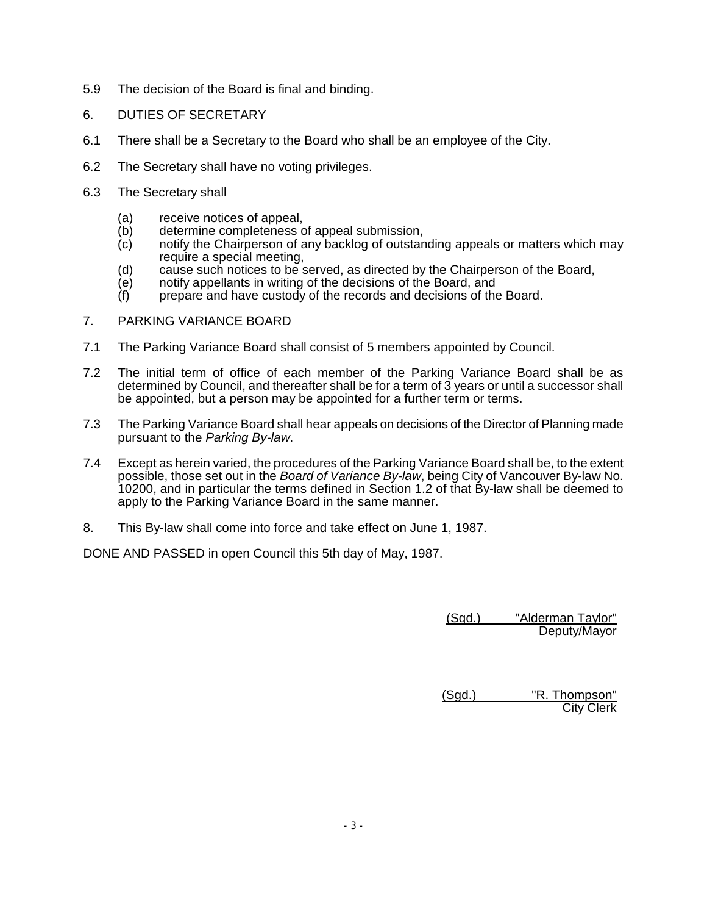5.9 The decision of the Board is final and binding.

6. DUTIES OF SECRETARY

6.1 There shall be a Secretary to the Board who shall be an employee of the City.

6.2 The Secretary shall have no voting privileges.

6.3 The Secretary shall

(a) receive notices of appeal,
(b) determine completeness of appeal submission,
(c) notify the Chairperson of any backlog of outstanding appeals or matters which may require a special meeting,
(d) cause such notices to be served, as directed by the Chairperson of the Board,
(e) notify appellants in writing of the decisions of the Board, and
(f) prepare and have custody of the records and decisions of the Board.

7. PARKING VARIANCE BOARD

7.1 The Parking Variance Board shall consist of 5 members appointed by Council.

7.2 The initial term of office of each member of the Parking Variance Board shall be as determined by Council, and thereafter shall be for a term of 3 years or until a successor shall be appointed, but a person may be appointed for a further term or terms.

7.3 The Parking Variance Board shall hear appeals on decisions of the Director of Planning made pursuant to the *Parking By-law*.

7.4 Except as herein varied, the procedures of the Parking Variance Board shall be, to the extent possible, those set out in the *Board of Variance By-law*, being City of Vancouver By-law No. 10200, and in particular the terms defined in Section 1.2 of that By-law shall be deemed to apply to the Parking Variance Board in the same manner.

8. This By-law shall come into force and take effect on June 1, 1987.

DONE AND PASSED in open Council this 5th day of May, 1987.

(Sgd.) "Alderman Taylor"
Deputy/Mayor

(Sgd.) "R. Thompson"
City Clerk